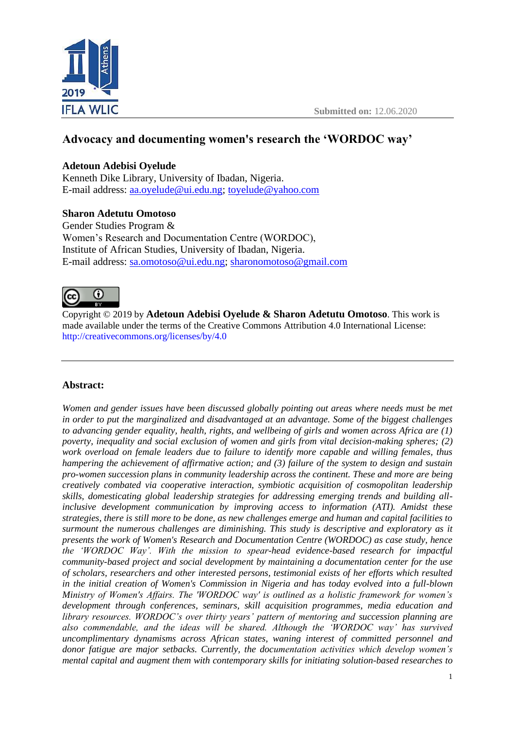Submitted on: 12.06.2020

# Advocacy and documenting women's research the 'WORDOC way'

**Adetoun Adebisi Oyelude**
Kenneth Dike Library, University of Ibadan, Nigeria.
E-mail address: aa.oyelude@ui.edu.ng; toyelude@yahoo.com

**Sharon Adetutu Omotoso**
Gender Studies Program &
Women's Research and Documentation Centre (WORDOC),
Institute of African Studies, University of Ibadan, Nigeria.
E-mail address: sa.omotoso@ui.edu.ng; sharonomotoso@gmail.com

Copyright © 2019 by **Adetoun Adebisi Oyelude & Sharon Adetutu Omotoso**. This work is made available under the terms of the Creative Commons Attribution 4.0 International License: http://creativecommons.org/licenses/by/4.0

---

### Abstract:

*Women and gender issues have been discussed globally pointing out areas where needs must be met in order to put the marginalized and disadvantaged at an advantage. Some of the biggest challenges to advancing gender equality, health, rights, and wellbeing of girls and women across Africa are (1) poverty, inequality and social exclusion of women and girls from vital decision-making spheres; (2) work overload on female leaders due to failure to identify more capable and willing females, thus hampering the achievement of affirmative action; and (3) failure of the system to design and sustain pro-women succession plans in community leadership across the continent. These and more are being creatively combated via cooperative interaction, symbiotic acquisition of cosmopolitan leadership skills, domesticating global leadership strategies for addressing emerging trends and building all-inclusive development communication by improving access to information (ATI). Amidst these strategies, there is still more to be done, as new challenges emerge and human and capital facilities to surmount the numerous challenges are diminishing. This study is descriptive and exploratory as it presents the work of Women's Research and Documentation Centre (WORDOC) as case study, hence the 'WORDOC Way'. With the mission to spear-head evidence-based research for impactful community-based project and social development by maintaining a documentation center for the use of scholars, researchers and other interested persons, testimonial exists of her efforts which resulted in the initial creation of Women's Commission in Nigeria and has today evolved into a full-blown Ministry of Women's Affairs. The 'WORDOC way' is outlined as a holistic framework for women's development through conferences, seminars, skill acquisition programmes, media education and library resources. WORDOC's over thirty years' pattern of mentoring and succession planning are also commendable, and the ideas will be shared. Although the 'WORDOC way' has survived uncomplimentary dynamisms across African states, waning interest of committed personnel and donor fatigue are major setbacks. Currently, the documentation activities which develop women's mental capital and augment them with contemporary skills for initiating solution-based researches to*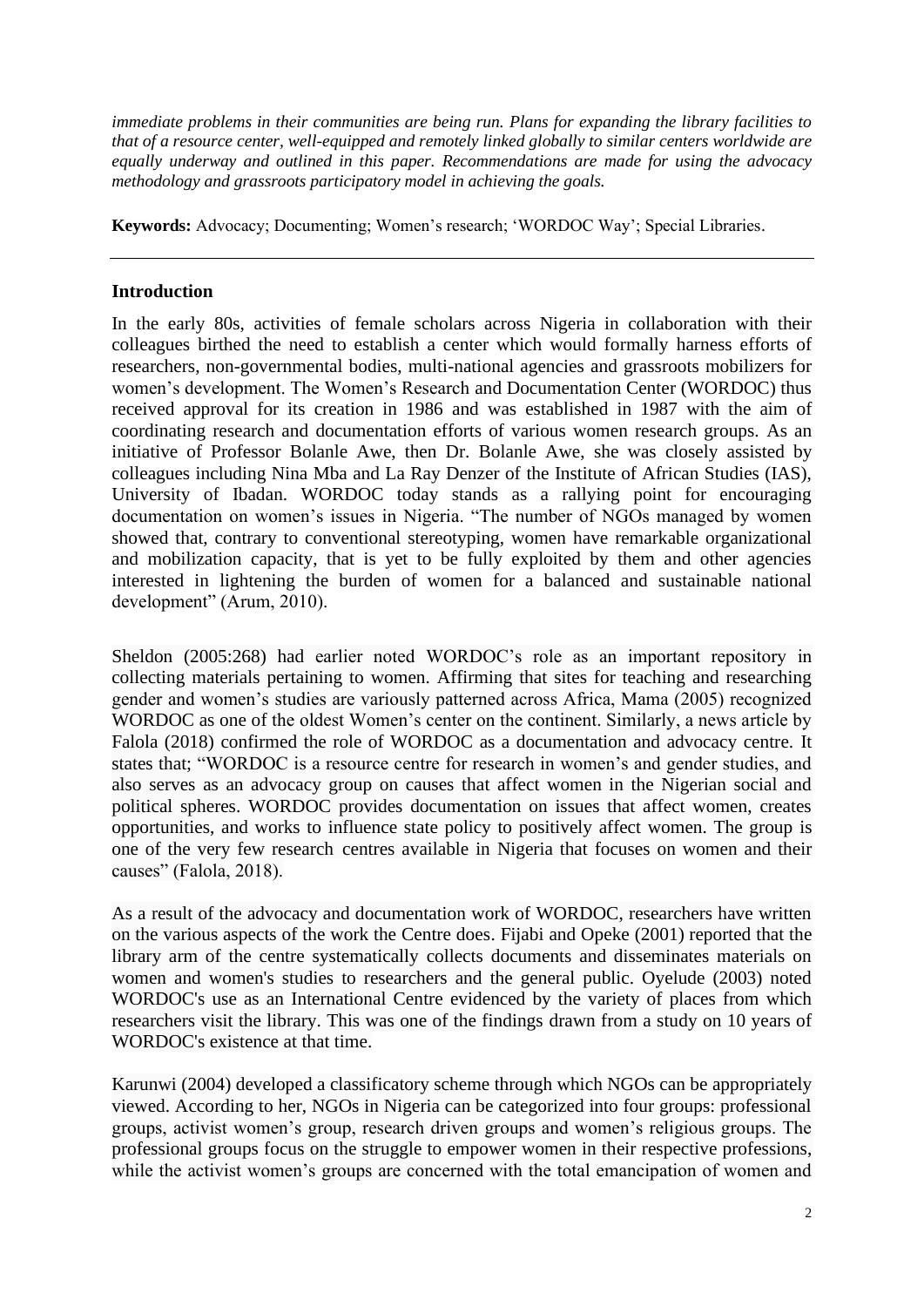*immediate problems in their communities are being run. Plans for expanding the library facilities to that of a resource center, well-equipped and remotely linked globally to similar centers worldwide are equally underway and outlined in this paper. Recommendations are made for using the advocacy methodology and grassroots participatory model in achieving the goals.*

**Keywords:** Advocacy; Documenting; Women's research; 'WORDOC Way'; Special Libraries.

---

## Introduction

In the early 80s, activities of female scholars across Nigeria in collaboration with their colleagues birthed the need to establish a center which would formally harness efforts of researchers, non-governmental bodies, multi-national agencies and grassroots mobilizers for women's development. The Women's Research and Documentation Center (WORDOC) thus received approval for its creation in 1986 and was established in 1987 with the aim of coordinating research and documentation efforts of various women research groups. As an initiative of Professor Bolanle Awe, then Dr. Bolanle Awe, she was closely assisted by colleagues including Nina Mba and La Ray Denzer of the Institute of African Studies (IAS), University of Ibadan. WORDOC today stands as a rallying point for encouraging documentation on women's issues in Nigeria. "The number of NGOs managed by women showed that, contrary to conventional stereotyping, women have remarkable organizational and mobilization capacity, that is yet to be fully exploited by them and other agencies interested in lightening the burden of women for a balanced and sustainable national development" (Arum, 2010).

Sheldon (2005:268) had earlier noted WORDOC's role as an important repository in collecting materials pertaining to women. Affirming that sites for teaching and researching gender and women's studies are variously patterned across Africa, Mama (2005) recognized WORDOC as one of the oldest Women's center on the continent. Similarly, a news article by Falola (2018) confirmed the role of WORDOC as a documentation and advocacy centre. It states that; "WORDOC is a resource centre for research in women's and gender studies, and also serves as an advocacy group on causes that affect women in the Nigerian social and political spheres. WORDOC provides documentation on issues that affect women, creates opportunities, and works to influence state policy to positively affect women. The group is one of the very few research centres available in Nigeria that focuses on women and their causes" (Falola, 2018).

As a result of the advocacy and documentation work of WORDOC, researchers have written on the various aspects of the work the Centre does. Fijabi and Opeke (2001) reported that the library arm of the centre systematically collects documents and disseminates materials on women and women's studies to researchers and the general public. Oyelude (2003) noted WORDOC's use as an International Centre evidenced by the variety of places from which researchers visit the library. This was one of the findings drawn from a study on 10 years of WORDOC's existence at that time.

Karunwi (2004) developed a classificatory scheme through which NGOs can be appropriately viewed. According to her, NGOs in Nigeria can be categorized into four groups: professional groups, activist women's group, research driven groups and women's religious groups. The professional groups focus on the struggle to empower women in their respective professions, while the activist women's groups are concerned with the total emancipation of women and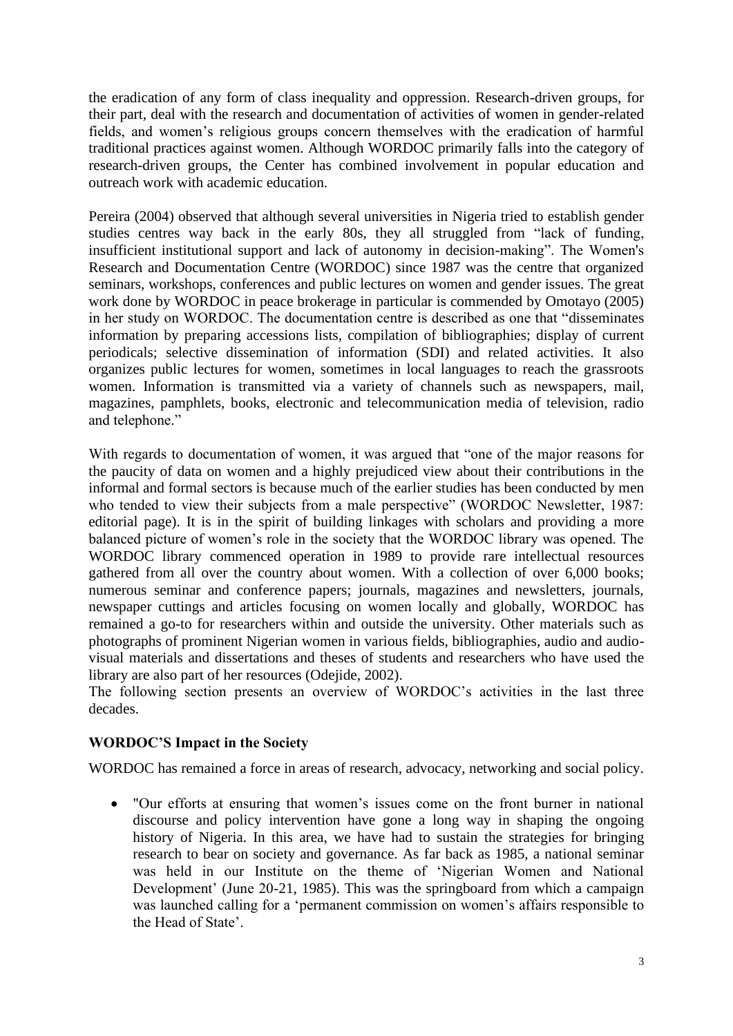the eradication of any form of class inequality and oppression. Research-driven groups, for their part, deal with the research and documentation of activities of women in gender-related fields, and women's religious groups concern themselves with the eradication of harmful traditional practices against women. Although WORDOC primarily falls into the category of research-driven groups, the Center has combined involvement in popular education and outreach work with academic education.

Pereira (2004) observed that although several universities in Nigeria tried to establish gender studies centres way back in the early 80s, they all struggled from "lack of funding, insufficient institutional support and lack of autonomy in decision-making". The Women's Research and Documentation Centre (WORDOC) since 1987 was the centre that organized seminars, workshops, conferences and public lectures on women and gender issues. The great work done by WORDOC in peace brokerage in particular is commended by Omotayo (2005) in her study on WORDOC. The documentation centre is described as one that "disseminates information by preparing accessions lists, compilation of bibliographies; display of current periodicals; selective dissemination of information (SDI) and related activities. It also organizes public lectures for women, sometimes in local languages to reach the grassroots women. Information is transmitted via a variety of channels such as newspapers, mail, magazines, pamphlets, books, electronic and telecommunication media of television, radio and telephone."

With regards to documentation of women, it was argued that "one of the major reasons for the paucity of data on women and a highly prejudiced view about their contributions in the informal and formal sectors is because much of the earlier studies has been conducted by men who tended to view their subjects from a male perspective" (WORDOC Newsletter, 1987: editorial page). It is in the spirit of building linkages with scholars and providing a more balanced picture of women's role in the society that the WORDOC library was opened. The WORDOC library commenced operation in 1989 to provide rare intellectual resources gathered from all over the country about women. With a collection of over 6,000 books; numerous seminar and conference papers; journals, magazines and newsletters, journals, newspaper cuttings and articles focusing on women locally and globally, WORDOC has remained a go-to for researchers within and outside the university. Other materials such as photographs of prominent Nigerian women in various fields, bibliographies, audio and audio-visual materials and dissertations and theses of students and researchers who have used the library are also part of her resources (Odejide, 2002).
The following section presents an overview of WORDOC's activities in the last three decades.

### WORDOC'S Impact in the Society

WORDOC has remained a force in areas of research, advocacy, networking and social policy.

- "Our efforts at ensuring that women's issues come on the front burner in national discourse and policy intervention have gone a long way in shaping the ongoing history of Nigeria. In this area, we have had to sustain the strategies for bringing research to bear on society and governance. As far back as 1985, a national seminar was held in our Institute on the theme of 'Nigerian Women and National Development' (June 20-21, 1985). This was the springboard from which a campaign was launched calling for a 'permanent commission on women's affairs responsible to the Head of State'.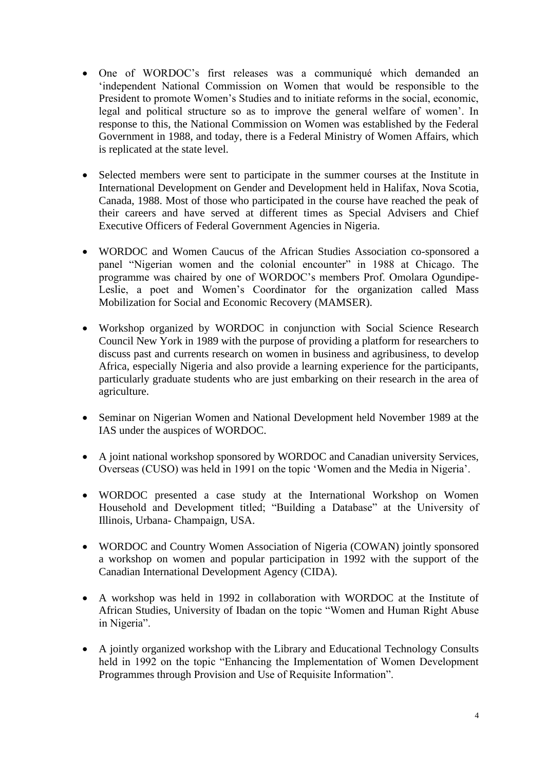- One of WORDOC's first releases was a communiqué which demanded an 'independent National Commission on Women that would be responsible to the President to promote Women's Studies and to initiate reforms in the social, economic, legal and political structure so as to improve the general welfare of women'. In response to this, the National Commission on Women was established by the Federal Government in 1988, and today, there is a Federal Ministry of Women Affairs, which is replicated at the state level.

- Selected members were sent to participate in the summer courses at the Institute in International Development on Gender and Development held in Halifax, Nova Scotia, Canada, 1988. Most of those who participated in the course have reached the peak of their careers and have served at different times as Special Advisers and Chief Executive Officers of Federal Government Agencies in Nigeria.

- WORDOC and Women Caucus of the African Studies Association co-sponsored a panel "Nigerian women and the colonial encounter" in 1988 at Chicago. The programme was chaired by one of WORDOC's members Prof. Omolara Ogundipe-Leslie, a poet and Women's Coordinator for the organization called Mass Mobilization for Social and Economic Recovery (MAMSER).

- Workshop organized by WORDOC in conjunction with Social Science Research Council New York in 1989 with the purpose of providing a platform for researchers to discuss past and currents research on women in business and agribusiness, to develop Africa, especially Nigeria and also provide a learning experience for the participants, particularly graduate students who are just embarking on their research in the area of agriculture.

- Seminar on Nigerian Women and National Development held November 1989 at the IAS under the auspices of WORDOC.

- A joint national workshop sponsored by WORDOC and Canadian university Services, Overseas (CUSO) was held in 1991 on the topic 'Women and the Media in Nigeria'.

- WORDOC presented a case study at the International Workshop on Women Household and Development titled; "Building a Database" at the University of Illinois, Urbana- Champaign, USA.

- WORDOC and Country Women Association of Nigeria (COWAN) jointly sponsored a workshop on women and popular participation in 1992 with the support of the Canadian International Development Agency (CIDA).

- A workshop was held in 1992 in collaboration with WORDOC at the Institute of African Studies, University of Ibadan on the topic "Women and Human Right Abuse in Nigeria".

- A jointly organized workshop with the Library and Educational Technology Consults held in 1992 on the topic "Enhancing the Implementation of Women Development Programmes through Provision and Use of Requisite Information".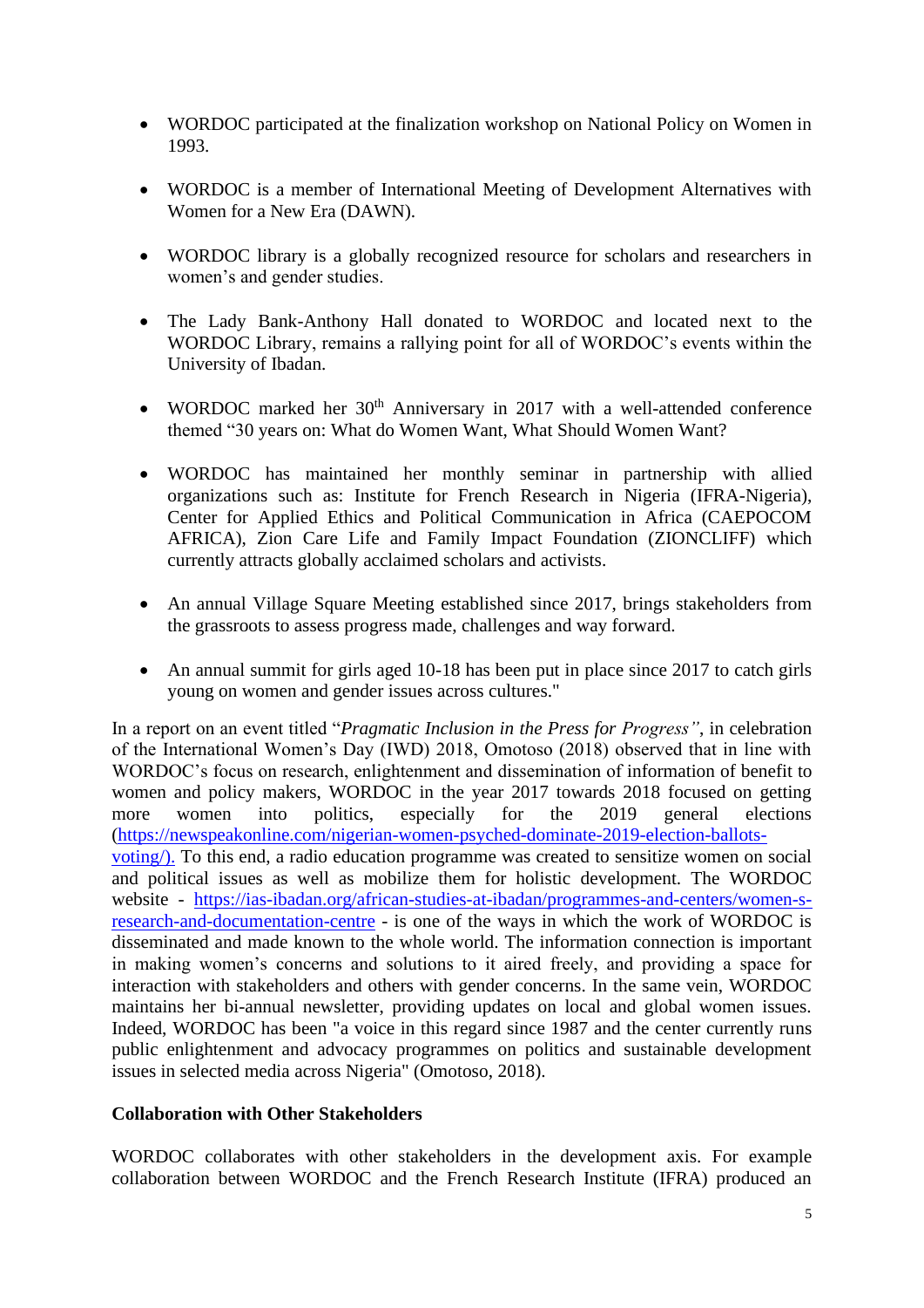- WORDOC participated at the finalization workshop on National Policy on Women in 1993.
- WORDOC is a member of International Meeting of Development Alternatives with Women for a New Era (DAWN).
- WORDOC library is a globally recognized resource for scholars and researchers in women's and gender studies.
- The Lady Bank-Anthony Hall donated to WORDOC and located next to the WORDOC Library, remains a rallying point for all of WORDOC's events within the University of Ibadan.
- WORDOC marked her 30th Anniversary in 2017 with a well-attended conference themed "30 years on: What do Women Want, What Should Women Want?
- WORDOC has maintained her monthly seminar in partnership with allied organizations such as: Institute for French Research in Nigeria (IFRA-Nigeria), Center for Applied Ethics and Political Communication in Africa (CAEPOCOM AFRICA), Zion Care Life and Family Impact Foundation (ZIONCLIFF) which currently attracts globally acclaimed scholars and activists.
- An annual Village Square Meeting established since 2017, brings stakeholders from the grassroots to assess progress made, challenges and way forward.
- An annual summit for girls aged 10-18 has been put in place since 2017 to catch girls young on women and gender issues across cultures."

In a report on an event titled "*Pragmatic Inclusion in the Press for Progress"*, in celebration of the International Women's Day (IWD) 2018, Omotoso (2018) observed that in line with WORDOC's focus on research, enlightenment and dissemination of information of benefit to women and policy makers, WORDOC in the year 2017 towards 2018 focused on getting more women into politics, especially for the 2019 general elections (https://newspeakonline.com/nigerian-women-psyched-dominate-2019-election-ballots-voting/). To this end, a radio education programme was created to sensitize women on social and political issues as well as mobilize them for holistic development. The WORDOC website - https://ias-ibadan.org/african-studies-at-ibadan/programmes-and-centers/women-s-research-and-documentation-centre - is one of the ways in which the work of WORDOC is disseminated and made known to the whole world. The information connection is important in making women's concerns and solutions to it aired freely, and providing a space for interaction with stakeholders and others with gender concerns. In the same vein, WORDOC maintains her bi-annual newsletter, providing updates on local and global women issues. Indeed, WORDOC has been "a voice in this regard since 1987 and the center currently runs public enlightenment and advocacy programmes on politics and sustainable development issues in selected media across Nigeria" (Omotoso, 2018).

**Collaboration with Other Stakeholders**

WORDOC collaborates with other stakeholders in the development axis. For example collaboration between WORDOC and the French Research Institute (IFRA) produced an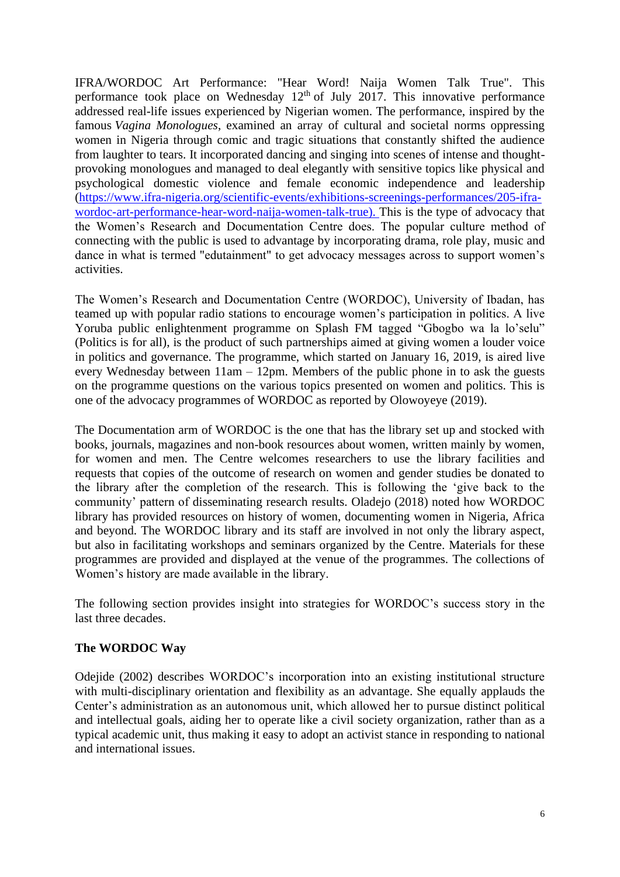IFRA/WORDOC Art Performance: "Hear Word! Naija Women Talk True". This performance took place on Wednesday 12th of July 2017. This innovative performance addressed real-life issues experienced by Nigerian women. The performance, inspired by the famous *Vagina Monologues*, examined an array of cultural and societal norms oppressing women in Nigeria through comic and tragic situations that constantly shifted the audience from laughter to tears. It incorporated dancing and singing into scenes of intense and thought-provoking monologues and managed to deal elegantly with sensitive topics like physical and psychological domestic violence and female economic independence and leadership (https://www.ifra-nigeria.org/scientific-events/exhibitions-screenings-performances/205-ifra-wordoc-art-performance-hear-word-naija-women-talk-true). This is the type of advocacy that the Women's Research and Documentation Centre does. The popular culture method of connecting with the public is used to advantage by incorporating drama, role play, music and dance in what is termed "edutainment" to get advocacy messages across to support women's activities.

The Women's Research and Documentation Centre (WORDOC), University of Ibadan, has teamed up with popular radio stations to encourage women's participation in politics. A live Yoruba public enlightenment programme on Splash FM tagged "Gbogbo wa la lo'selu" (Politics is for all), is the product of such partnerships aimed at giving women a louder voice in politics and governance. The programme, which started on January 16, 2019, is aired live every Wednesday between 11am – 12pm. Members of the public phone in to ask the guests on the programme questions on the various topics presented on women and politics. This is one of the advocacy programmes of WORDOC as reported by Olowoyeye (2019).

The Documentation arm of WORDOC is the one that has the library set up and stocked with books, journals, magazines and non-book resources about women, written mainly by women, for women and men. The Centre welcomes researchers to use the library facilities and requests that copies of the outcome of research on women and gender studies be donated to the library after the completion of the research. This is following the 'give back to the community' pattern of disseminating research results. Oladejo (2018) noted how WORDOC library has provided resources on history of women, documenting women in Nigeria, Africa and beyond. The WORDOC library and its staff are involved in not only the library aspect, but also in facilitating workshops and seminars organized by the Centre. Materials for these programmes are provided and displayed at the venue of the programmes. The collections of Women's history are made available in the library.

The following section provides insight into strategies for WORDOC's success story in the last three decades.

**The WORDOC Way**

Odejide (2002) describes WORDOC's incorporation into an existing institutional structure with multi-disciplinary orientation and flexibility as an advantage. She equally applauds the Center's administration as an autonomous unit, which allowed her to pursue distinct political and intellectual goals, aiding her to operate like a civil society organization, rather than as a typical academic unit, thus making it easy to adopt an activist stance in responding to national and international issues.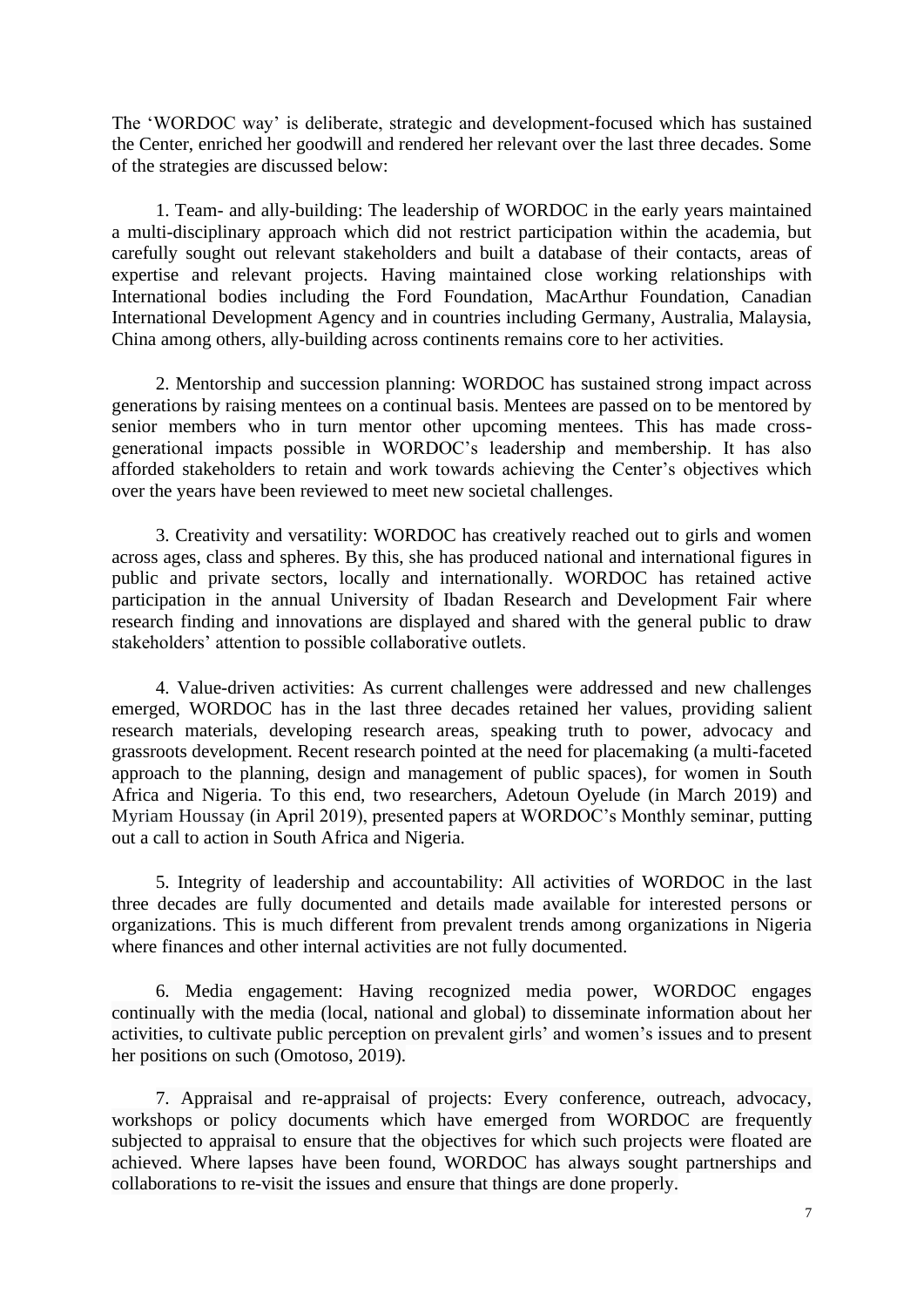The 'WORDOC way' is deliberate, strategic and development-focused which has sustained the Center, enriched her goodwill and rendered her relevant over the last three decades. Some of the strategies are discussed below:

1. Team- and ally-building: The leadership of WORDOC in the early years maintained a multi-disciplinary approach which did not restrict participation within the academia, but carefully sought out relevant stakeholders and built a database of their contacts, areas of expertise and relevant projects. Having maintained close working relationships with International bodies including the Ford Foundation, MacArthur Foundation, Canadian International Development Agency and in countries including Germany, Australia, Malaysia, China among others, ally-building across continents remains core to her activities.

2. Mentorship and succession planning: WORDOC has sustained strong impact across generations by raising mentees on a continual basis. Mentees are passed on to be mentored by senior members who in turn mentor other upcoming mentees. This has made cross-generational impacts possible in WORDOC's leadership and membership. It has also afforded stakeholders to retain and work towards achieving the Center's objectives which over the years have been reviewed to meet new societal challenges.

3. Creativity and versatility: WORDOC has creatively reached out to girls and women across ages, class and spheres. By this, she has produced national and international figures in public and private sectors, locally and internationally. WORDOC has retained active participation in the annual University of Ibadan Research and Development Fair where research finding and innovations are displayed and shared with the general public to draw stakeholders' attention to possible collaborative outlets.

4. Value-driven activities: As current challenges were addressed and new challenges emerged, WORDOC has in the last three decades retained her values, providing salient research materials, developing research areas, speaking truth to power, advocacy and grassroots development. Recent research pointed at the need for placemaking (a multi-faceted approach to the planning, design and management of public spaces), for women in South Africa and Nigeria. To this end, two researchers, Adetoun Oyelude (in March 2019) and Myriam Houssay (in April 2019), presented papers at WORDOC's Monthly seminar, putting out a call to action in South Africa and Nigeria.

5. Integrity of leadership and accountability: All activities of WORDOC in the last three decades are fully documented and details made available for interested persons or organizations. This is much different from prevalent trends among organizations in Nigeria where finances and other internal activities are not fully documented.

6. Media engagement: Having recognized media power, WORDOC engages continually with the media (local, national and global) to disseminate information about her activities, to cultivate public perception on prevalent girls' and women's issues and to present her positions on such (Omotoso, 2019).

7. Appraisal and re-appraisal of projects: Every conference, outreach, advocacy, workshops or policy documents which have emerged from WORDOC are frequently subjected to appraisal to ensure that the objectives for which such projects were floated are achieved. Where lapses have been found, WORDOC has always sought partnerships and collaborations to re-visit the issues and ensure that things are done properly.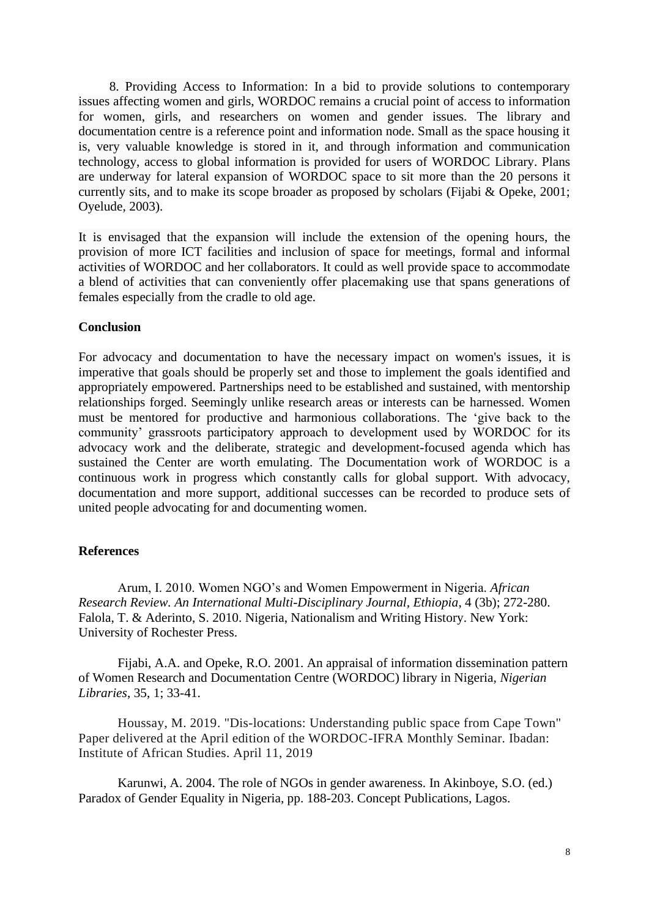8. Providing Access to Information: In a bid to provide solutions to contemporary issues affecting women and girls, WORDOC remains a crucial point of access to information for women, girls, and researchers on women and gender issues. The library and documentation centre is a reference point and information node. Small as the space housing it is, very valuable knowledge is stored in it, and through information and communication technology, access to global information is provided for users of WORDOC Library. Plans are underway for lateral expansion of WORDOC space to sit more than the 20 persons it currently sits, and to make its scope broader as proposed by scholars (Fijabi & Opeke, 2001; Oyelude, 2003).

It is envisaged that the expansion will include the extension of the opening hours, the provision of more ICT facilities and inclusion of space for meetings, formal and informal activities of WORDOC and her collaborators. It could as well provide space to accommodate a blend of activities that can conveniently offer placemaking use that spans generations of females especially from the cradle to old age.

**Conclusion**

For advocacy and documentation to have the necessary impact on women's issues, it is imperative that goals should be properly set and those to implement the goals identified and appropriately empowered. Partnerships need to be established and sustained, with mentorship relationships forged. Seemingly unlike research areas or interests can be harnessed. Women must be mentored for productive and harmonious collaborations. The 'give back to the community' grassroots participatory approach to development used by WORDOC for its advocacy work and the deliberate, strategic and development-focused agenda which has sustained the Center are worth emulating. The Documentation work of WORDOC is a continuous work in progress which constantly calls for global support. With advocacy, documentation and more support, additional successes can be recorded to produce sets of united people advocating for and documenting women.

**References**

Arum, I. 2010. Women NGO's and Women Empowerment in Nigeria. *African Research Review. An International Multi-Disciplinary Journal, Ethiopia*, 4 (3b); 272-280.
Falola, T. & Aderinto, S. 2010. Nigeria, Nationalism and Writing History. New York: University of Rochester Press.

Fijabi, A.A. and Opeke, R.O. 2001. An appraisal of information dissemination pattern of Women Research and Documentation Centre (WORDOC) library in Nigeria, *Nigerian Libraries*, 35, 1; 33-41.

Houssay, M. 2019. "Dis-locations: Understanding public space from Cape Town" Paper delivered at the April edition of the WORDOC-IFRA Monthly Seminar. Ibadan: Institute of African Studies. April 11, 2019

Karunwi, A. 2004. The role of NGOs in gender awareness. In Akinboye, S.O. (ed.) Paradox of Gender Equality in Nigeria, pp. 188-203. Concept Publications, Lagos.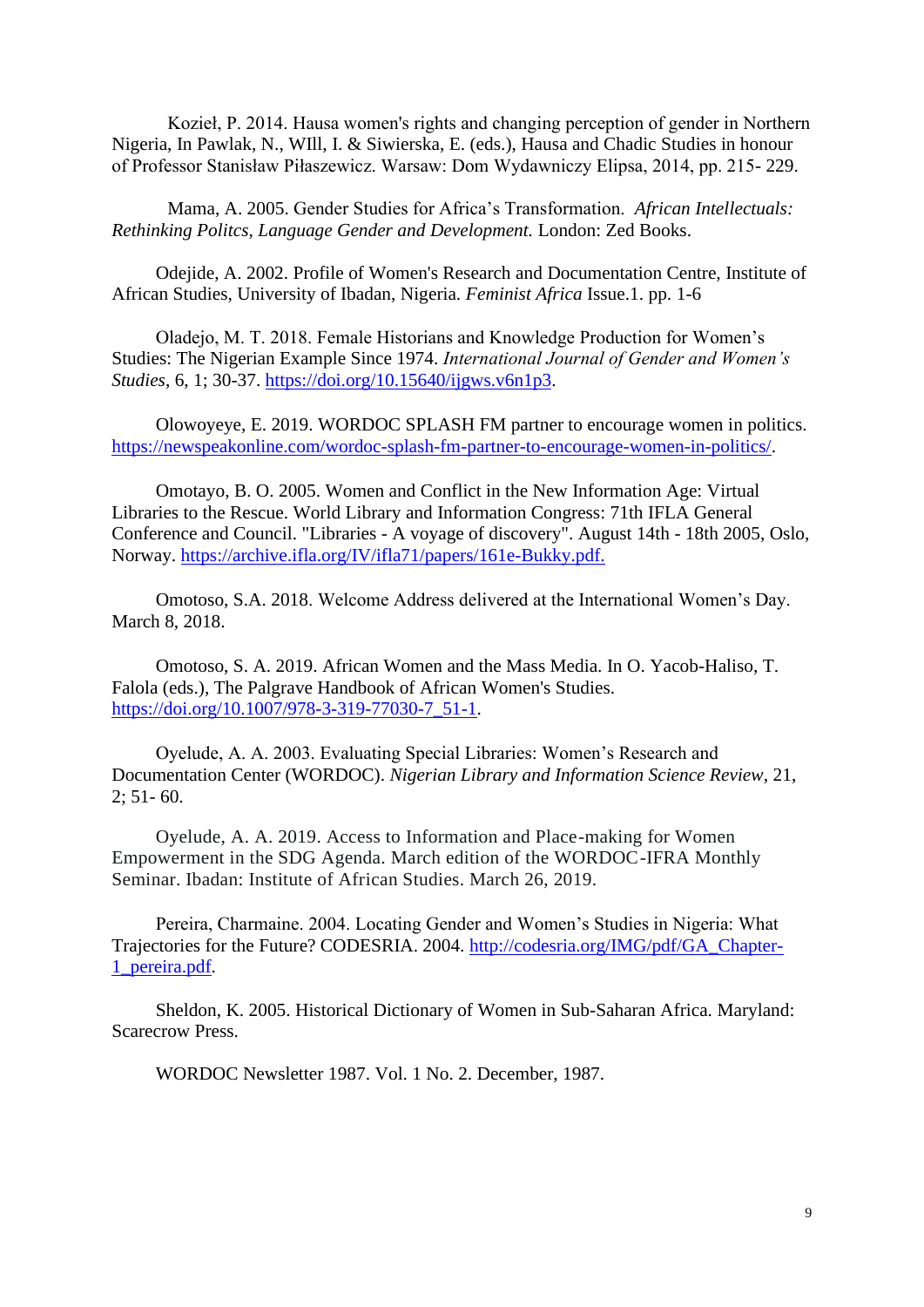Kozieł, P. 2014. Hausa women's rights and changing perception of gender in Northern Nigeria, In Pawlak, N., WIll, I. & Siwierska, E. (eds.), Hausa and Chadic Studies in honour of Professor Stanisław Piłaszewicz. Warsaw: Dom Wydawniczy Elipsa, 2014, pp. 215- 229.

Mama, A. 2005. Gender Studies for Africa's Transformation. *African Intellectuals: Rethinking Politcs, Language Gender and Development.* London: Zed Books.

Odejide, A. 2002. Profile of Women's Research and Documentation Centre, Institute of African Studies, University of Ibadan, Nigeria. *Feminist Africa* Issue.1. pp. 1-6

Oladejo, M. T. 2018. Female Historians and Knowledge Production for Women's Studies: The Nigerian Example Since 1974. *International Journal of Gender and Women's Studies*, 6, 1; 30-37. https://doi.org/10.15640/ijgws.v6n1p3.

Olowoyeye, E. 2019. WORDOC SPLASH FM partner to encourage women in politics. https://newspeakonline.com/wordoc-splash-fm-partner-to-encourage-women-in-politics/.

Omotayo, B. O. 2005. Women and Conflict in the New Information Age: Virtual Libraries to the Rescue. World Library and Information Congress: 71th IFLA General Conference and Council. "Libraries - A voyage of discovery". August 14th - 18th 2005, Oslo, Norway. https://archive.ifla.org/IV/ifla71/papers/161e-Bukky.pdf.

Omotoso, S.A. 2018. Welcome Address delivered at the International Women's Day. March 8, 2018.

Omotoso, S. A. 2019. African Women and the Mass Media. In O. Yacob-Haliso, T. Falola (eds.), The Palgrave Handbook of African Women's Studies. https://doi.org/10.1007/978-3-319-77030-7_51-1.

Oyelude, A. A. 2003. Evaluating Special Libraries: Women's Research and Documentation Center (WORDOC). *Nigerian Library and Information Science Review*, 21, 2; 51- 60.

Oyelude, A. A. 2019. Access to Information and Place-making for Women Empowerment in the SDG Agenda. March edition of the WORDOC-IFRA Monthly Seminar. Ibadan: Institute of African Studies. March 26, 2019.

Pereira, Charmaine. 2004. Locating Gender and Women's Studies in Nigeria: What Trajectories for the Future? CODESRIA. 2004. http://codesria.org/IMG/pdf/GA_Chapter-1_pereira.pdf.

Sheldon, K. 2005. Historical Dictionary of Women in Sub-Saharan Africa. Maryland: Scarecrow Press.

WORDOC Newsletter 1987. Vol. 1 No. 2. December, 1987.